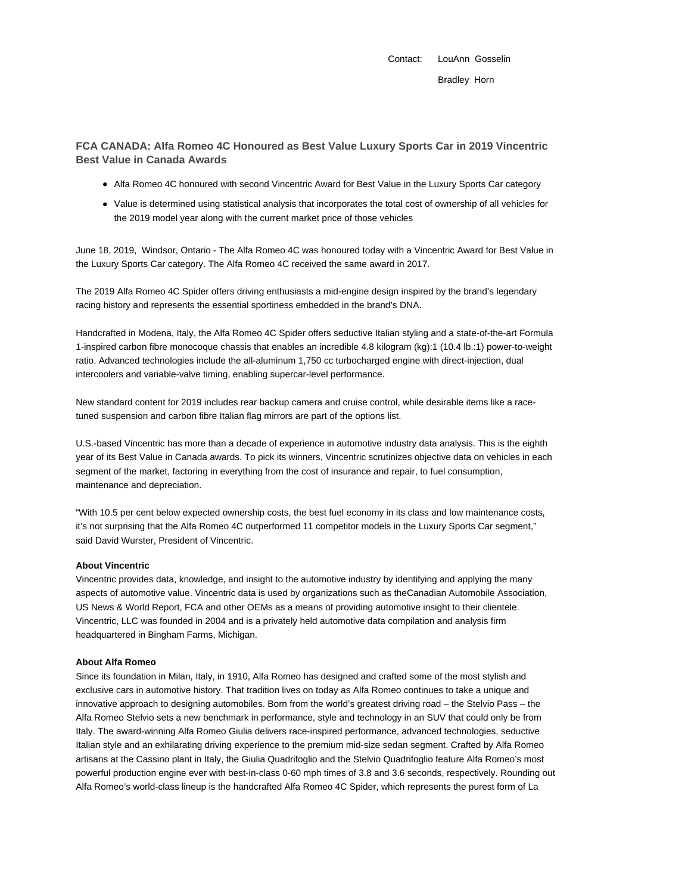Contact: LouAnn Gosselin
Bradley Horn

## FCA CANADA: Alfa Romeo 4C Honoured as Best Value Luxury Sports Car in 2019 Vincentric Best Value in Canada Awards

- Alfa Romeo 4C honoured with second Vincentric Award for Best Value in the Luxury Sports Car category
- Value is determined using statistical analysis that incorporates the total cost of ownership of all vehicles for the 2019 model year along with the current market price of those vehicles

June 18, 2019, Windsor, Ontario - The Alfa Romeo 4C was honoured today with a Vincentric Award for Best Value in the Luxury Sports Car category. The Alfa Romeo 4C received the same award in 2017.

The 2019 Alfa Romeo 4C Spider offers driving enthusiasts a mid-engine design inspired by the brand's legendary racing history and represents the essential sportiness embedded in the brand's DNA.

Handcrafted in Modena, Italy, the Alfa Romeo 4C Spider offers seductive Italian styling and a state-of-the-art Formula 1-inspired carbon fibre monocoque chassis that enables an incredible 4.8 kilogram (kg):1 (10.4 lb.:1) power-to-weight ratio. Advanced technologies include the all-aluminum 1,750 cc turbocharged engine with direct-injection, dual intercoolers and variable-valve timing, enabling supercar-level performance.

New standard content for 2019 includes rear backup camera and cruise control, while desirable items like a race-tuned suspension and carbon fibre Italian flag mirrors are part of the options list.

U.S.-based Vincentric has more than a decade of experience in automotive industry data analysis. This is the eighth year of its Best Value in Canada awards. To pick its winners, Vincentric scrutinizes objective data on vehicles in each segment of the market, factoring in everything from the cost of insurance and repair, to fuel consumption, maintenance and depreciation.

"With 10.5 per cent below expected ownership costs, the best fuel economy in its class and low maintenance costs, it's not surprising that the Alfa Romeo 4C outperformed 11 competitor models in the Luxury Sports Car segment," said David Wurster, President of Vincentric.

**About Vincentric**

Vincentric provides data, knowledge, and insight to the automotive industry by identifying and applying the many aspects of automotive value. Vincentric data is used by organizations such as theCanadian Automobile Association, US News & World Report, FCA and other OEMs as a means of providing automotive insight to their clientele. Vincentric, LLC was founded in 2004 and is a privately held automotive data compilation and analysis firm headquartered in Bingham Farms, Michigan.

**About Alfa Romeo**

Since its foundation in Milan, Italy, in 1910, Alfa Romeo has designed and crafted some of the most stylish and exclusive cars in automotive history. That tradition lives on today as Alfa Romeo continues to take a unique and innovative approach to designing automobiles. Born from the world's greatest driving road – the Stelvio Pass – the Alfa Romeo Stelvio sets a new benchmark in performance, style and technology in an SUV that could only be from Italy. The award-winning Alfa Romeo Giulia delivers race-inspired performance, advanced technologies, seductive Italian style and an exhilarating driving experience to the premium mid-size sedan segment. Crafted by Alfa Romeo artisans at the Cassino plant in Italy, the Giulia Quadrifoglio and the Stelvio Quadrifoglio feature Alfa Romeo's most powerful production engine ever with best-in-class 0-60 mph times of 3.8 and 3.6 seconds, respectively. Rounding out Alfa Romeo's world-class lineup is the handcrafted Alfa Romeo 4C Spider, which represents the purest form of La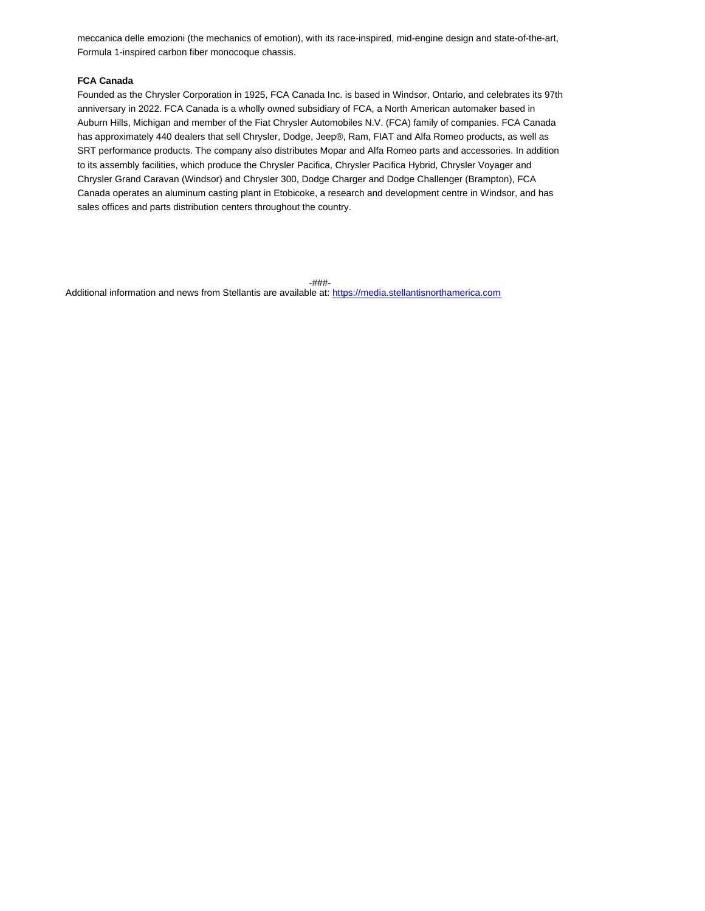meccanica delle emozioni (the mechanics of emotion), with its race-inspired, mid-engine design and state-of-the-art, Formula 1-inspired carbon fiber monocoque chassis.

**FCA Canada**

Founded as the Chrysler Corporation in 1925, FCA Canada Inc. is based in Windsor, Ontario, and celebrates its 97th anniversary in 2022. FCA Canada is a wholly owned subsidiary of FCA, a North American automaker based in Auburn Hills, Michigan and member of the Fiat Chrysler Automobiles N.V. (FCA) family of companies. FCA Canada has approximately 440 dealers that sell Chrysler, Dodge, Jeep®, Ram, FIAT and Alfa Romeo products, as well as SRT performance products. The company also distributes Mopar and Alfa Romeo parts and accessories. In addition to its assembly facilities, which produce the Chrysler Pacifica, Chrysler Pacifica Hybrid, Chrysler Voyager and Chrysler Grand Caravan (Windsor) and Chrysler 300, Dodge Charger and Dodge Challenger (Brampton), FCA Canada operates an aluminum casting plant in Etobicoke, a research and development centre in Windsor, and has sales offices and parts distribution centers throughout the country.

-###-

Additional information and news from Stellantis are available at: https://media.stellantisnorthamerica.com